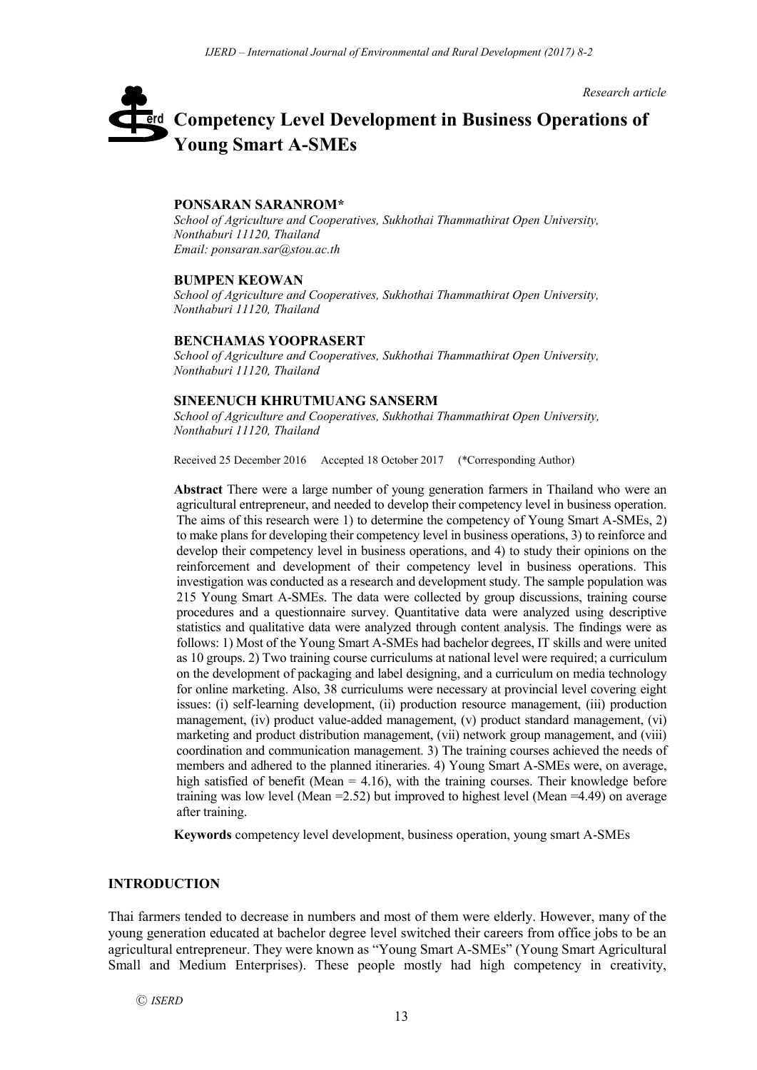*Research article*

# Competency Level Development in Business Operations of Young Smart A-SMEs

**PONSARAN SARANROM***
*School of Agriculture and Cooperatives, Sukhothai Thammathirat Open University, Nonthaburi 11120, Thailand*
*Email: ponsaran.sar@stou.ac.th*

**BUMPEN KEOWAN**
*School of Agriculture and Cooperatives, Sukhothai Thammathirat Open University, Nonthaburi 11120, Thailand*

**BENCHAMAS YOOPRASERT**
*School of Agriculture and Cooperatives, Sukhothai Thammathirat Open University, Nonthaburi 11120, Thailand*

**SINEENUCH KHRUTMUANG SANSERM**
*School of Agriculture and Cooperatives, Sukhothai Thammathirat Open University, Nonthaburi 11120, Thailand*

Received 25 December 2016 Accepted 18 October 2017 (*Corresponding Author)

**Abstract** There were a large number of young generation farmers in Thailand who were an agricultural entrepreneur, and needed to develop their competency level in business operation. The aims of this research were 1) to determine the competency of Young Smart A-SMEs, 2) to make plans for developing their competency level in business operations, 3) to reinforce and develop their competency level in business operations, and 4) to study their opinions on the reinforcement and development of their competency level in business operations. This investigation was conducted as a research and development study. The sample population was 215 Young Smart A-SMEs. The data were collected by group discussions, training course procedures and a questionnaire survey. Quantitative data were analyzed using descriptive statistics and qualitative data were analyzed through content analysis. The findings were as follows: 1) Most of the Young Smart A-SMEs had bachelor degrees, IT skills and were united as 10 groups. 2) Two training course curriculums at national level were required; a curriculum on the development of packaging and label designing, and a curriculum on media technology for online marketing. Also, 38 curriculums were necessary at provincial level covering eight issues: (i) self-learning development, (ii) production resource management, (iii) production management, (iv) product value-added management, (v) product standard management, (vi) marketing and product distribution management, (vii) network group management, and (viii) coordination and communication management. 3) The training courses achieved the needs of members and adhered to the planned itineraries. 4) Young Smart A-SMEs were, on average, high satisfied of benefit (Mean = 4.16), with the training courses. Their knowledge before training was low level (Mean =2.52) but improved to highest level (Mean =4.49) on average after training.

**Keywords** competency level development, business operation, young smart A-SMEs

## INTRODUCTION

Thai farmers tended to decrease in numbers and most of them were elderly. However, many of the young generation educated at bachelor degree level switched their careers from office jobs to be an agricultural entrepreneur. They were known as "Young Smart A-SMEs" (Young Smart Agricultural Small and Medium Enterprises). These people mostly had high competency in creativity,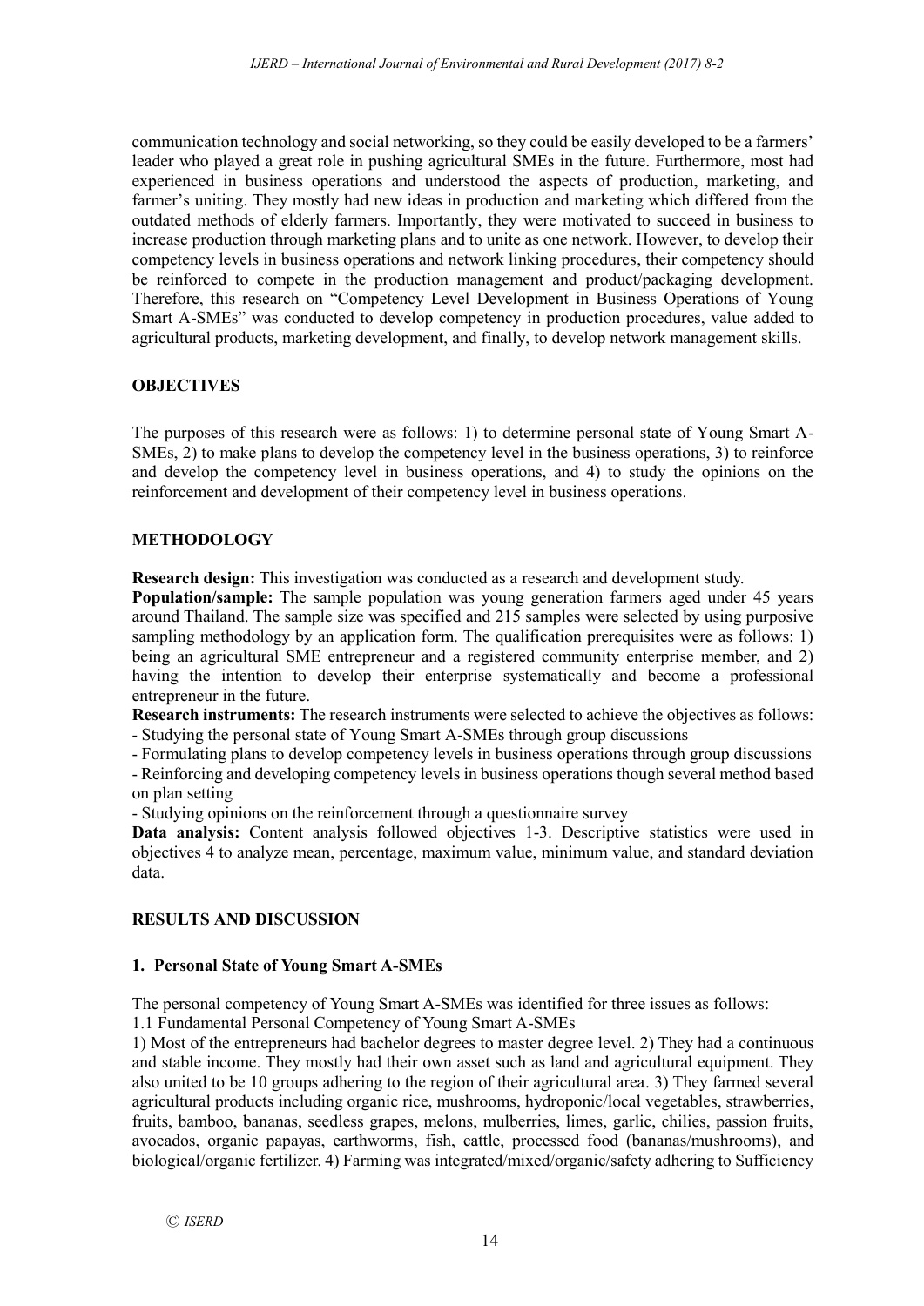communication technology and social networking, so they could be easily developed to be a farmers' leader who played a great role in pushing agricultural SMEs in the future. Furthermore, most had experienced in business operations and understood the aspects of production, marketing, and farmer's uniting. They mostly had new ideas in production and marketing which differed from the outdated methods of elderly farmers. Importantly, they were motivated to succeed in business to increase production through marketing plans and to unite as one network. However, to develop their competency levels in business operations and network linking procedures, their competency should be reinforced to compete in the production management and product/packaging development. Therefore, this research on "Competency Level Development in Business Operations of Young Smart A-SMEs" was conducted to develop competency in production procedures, value added to agricultural products, marketing development, and finally, to develop network management skills.

## OBJECTIVES

The purposes of this research were as follows: 1) to determine personal state of Young Smart A-SMEs, 2) to make plans to develop the competency level in the business operations, 3) to reinforce and develop the competency level in business operations, and 4) to study the opinions on the reinforcement and development of their competency level in business operations.

## METHODOLOGY

**Research design:** This investigation was conducted as a research and development study.

**Population/sample:** The sample population was young generation farmers aged under 45 years around Thailand. The sample size was specified and 215 samples were selected by using purposive sampling methodology by an application form. The qualification prerequisites were as follows: 1) being an agricultural SME entrepreneur and a registered community enterprise member, and 2) having the intention to develop their enterprise systematically and become a professional entrepreneur in the future.

**Research instruments:** The research instruments were selected to achieve the objectives as follows:

- Studying the personal state of Young Smart A-SMEs through group discussions
- Formulating plans to develop competency levels in business operations through group discussions
- Reinforcing and developing competency levels in business operations though several method based on plan setting
- Studying opinions on the reinforcement through a questionnaire survey

**Data analysis:** Content analysis followed objectives 1-3. Descriptive statistics were used in objectives 4 to analyze mean, percentage, maximum value, minimum value, and standard deviation data.

## RESULTS AND DISCUSSION

### 1. Personal State of Young Smart A-SMEs

The personal competency of Young Smart A-SMEs was identified for three issues as follows:

1.1 Fundamental Personal Competency of Young Smart A-SMEs

1) Most of the entrepreneurs had bachelor degrees to master degree level. 2) They had a continuous and stable income. They mostly had their own asset such as land and agricultural equipment. They also united to be 10 groups adhering to the region of their agricultural area. 3) They farmed several agricultural products including organic rice, mushrooms, hydroponic/local vegetables, strawberries, fruits, bamboo, bananas, seedless grapes, melons, mulberries, limes, garlic, chilies, passion fruits, avocados, organic papayas, earthworms, fish, cattle, processed food (bananas/mushrooms), and biological/organic fertilizer. 4) Farming was integrated/mixed/organic/safety adhering to Sufficiency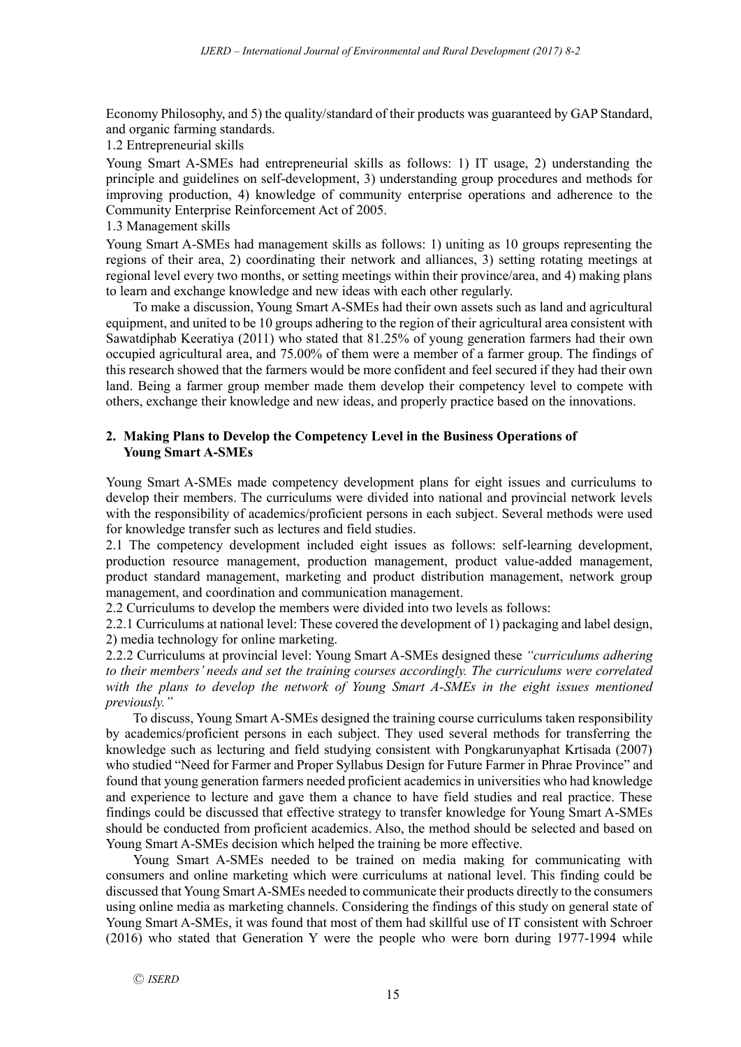Economy Philosophy, and 5) the quality/standard of their products was guaranteed by GAP Standard, and organic farming standards.

1.2 Entrepreneurial skills

Young Smart A-SMEs had entrepreneurial skills as follows: 1) IT usage, 2) understanding the principle and guidelines on self-development, 3) understanding group procedures and methods for improving production, 4) knowledge of community enterprise operations and adherence to the Community Enterprise Reinforcement Act of 2005.

1.3 Management skills

Young Smart A-SMEs had management skills as follows: 1) uniting as 10 groups representing the regions of their area, 2) coordinating their network and alliances, 3) setting rotating meetings at regional level every two months, or setting meetings within their province/area, and 4) making plans to learn and exchange knowledge and new ideas with each other regularly.

To make a discussion, Young Smart A-SMEs had their own assets such as land and agricultural equipment, and united to be 10 groups adhering to the region of their agricultural area consistent with Sawatdiphab Keeratiya (2011) who stated that 81.25% of young generation farmers had their own occupied agricultural area, and 75.00% of them were a member of a farmer group. The findings of this research showed that the farmers would be more confident and feel secured if they had their own land. Being a farmer group member made them develop their competency level to compete with others, exchange their knowledge and new ideas, and properly practice based on the innovations.

## 2. Making Plans to Develop the Competency Level in the Business Operations of Young Smart A-SMEs

Young Smart A-SMEs made competency development plans for eight issues and curriculums to develop their members. The curriculums were divided into national and provincial network levels with the responsibility of academics/proficient persons in each subject. Several methods were used for knowledge transfer such as lectures and field studies.

2.1 The competency development included eight issues as follows: self-learning development, production resource management, production management, product value-added management, product standard management, marketing and product distribution management, network group management, and coordination and communication management.

2.2 Curriculums to develop the members were divided into two levels as follows:

2.2.1 Curriculums at national level: These covered the development of 1) packaging and label design, 2) media technology for online marketing.

2.2.2 Curriculums at provincial level: Young Smart A-SMEs designed these *"curriculums adhering to their members' needs and set the training courses accordingly. The curriculums were correlated with the plans to develop the network of Young Smart A-SMEs in the eight issues mentioned previously."*

To discuss, Young Smart A-SMEs designed the training course curriculums taken responsibility by academics/proficient persons in each subject. They used several methods for transferring the knowledge such as lecturing and field studying consistent with Pongkarunyaphat Krtisada (2007) who studied "Need for Farmer and Proper Syllabus Design for Future Farmer in Phrae Province" and found that young generation farmers needed proficient academics in universities who had knowledge and experience to lecture and gave them a chance to have field studies and real practice. These findings could be discussed that effective strategy to transfer knowledge for Young Smart A-SMEs should be conducted from proficient academics. Also, the method should be selected and based on Young Smart A-SMEs decision which helped the training be more effective.

Young Smart A-SMEs needed to be trained on media making for communicating with consumers and online marketing which were curriculums at national level. This finding could be discussed that Young Smart A-SMEs needed to communicate their products directly to the consumers using online media as marketing channels. Considering the findings of this study on general state of Young Smart A-SMEs, it was found that most of them had skillful use of IT consistent with Schroer (2016) who stated that Generation Y were the people who were born during 1977-1994 while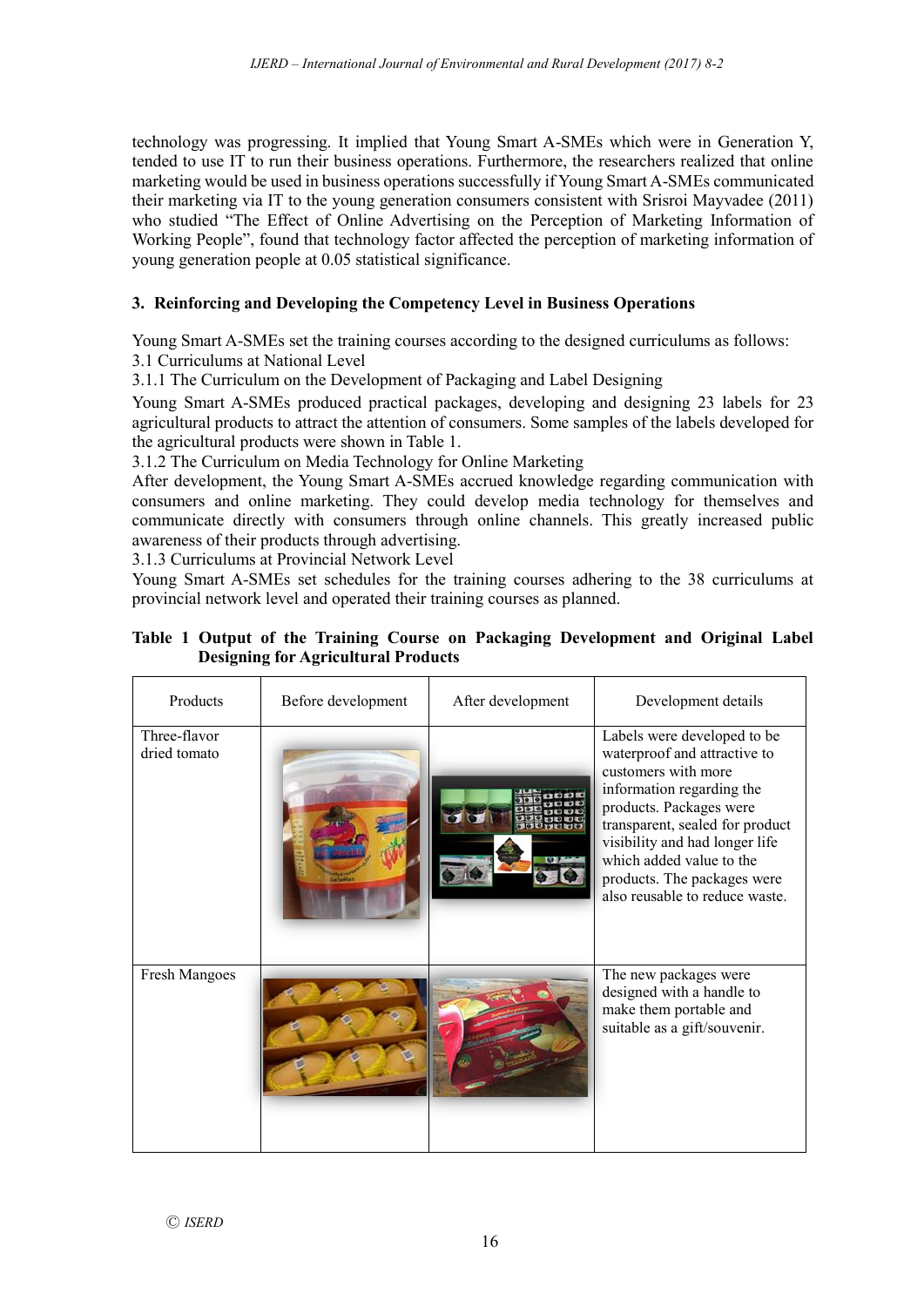technology was progressing. It implied that Young Smart A-SMEs which were in Generation Y, tended to use IT to run their business operations. Furthermore, the researchers realized that online marketing would be used in business operations successfully if Young Smart A-SMEs communicated their marketing via IT to the young generation consumers consistent with Srisroi Mayvadee (2011) who studied "The Effect of Online Advertising on the Perception of Marketing Information of Working People", found that technology factor affected the perception of marketing information of young generation people at 0.05 statistical significance.

### 3. Reinforcing and Developing the Competency Level in Business Operations

Young Smart A-SMEs set the training courses according to the designed curriculums as follows:

3.1 Curriculums at National Level

3.1.1 The Curriculum on the Development of Packaging and Label Designing

Young Smart A-SMEs produced practical packages, developing and designing 23 labels for 23 agricultural products to attract the attention of consumers. Some samples of the labels developed for the agricultural products were shown in Table 1.

3.1.2 The Curriculum on Media Technology for Online Marketing

After development, the Young Smart A-SMEs accrued knowledge regarding communication with consumers and online marketing. They could develop media technology for themselves and communicate directly with consumers through online channels. This greatly increased public awareness of their products through advertising.

3.1.3 Curriculums at Provincial Network Level

Young Smart A-SMEs set schedules for the training courses adhering to the 38 curriculums at provincial network level and operated their training courses as planned.

**Table 1 Output of the Training Course on Packaging Development and Original Label Designing for Agricultural Products**

| Products | Before development | After development | Development details |
|---|---|---|---|
| Three-flavor dried tomato | | | Labels were developed to be waterproof and attractive to customers with more information regarding the products. Packages were transparent, sealed for product visibility and had longer life which added value to the products. The packages were also reusable to reduce waste. |
| Fresh Mangoes | | | The new packages were designed with a handle to make them portable and suitable as a gift/souvenir. |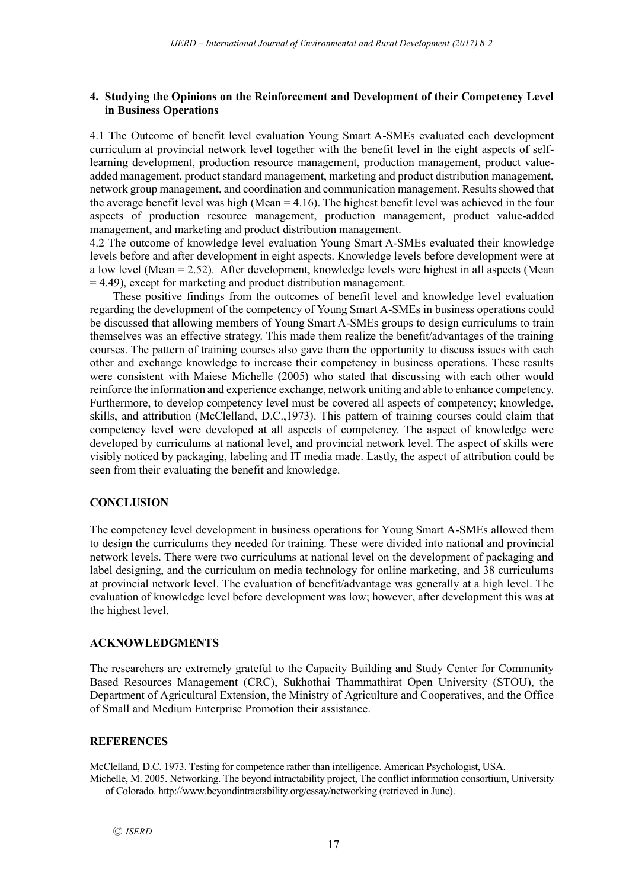### 4. Studying the Opinions on the Reinforcement and Development of their Competency Level in Business Operations

4.1 The Outcome of benefit level evaluation Young Smart A-SMEs evaluated each development curriculum at provincial network level together with the benefit level in the eight aspects of self-learning development, production resource management, production management, product value-added management, product standard management, marketing and product distribution management, network group management, and coordination and communication management. Results showed that the average benefit level was high (Mean = 4.16). The highest benefit level was achieved in the four aspects of production resource management, production management, product value-added management, and marketing and product distribution management.

4.2 The outcome of knowledge level evaluation Young Smart A-SMEs evaluated their knowledge levels before and after development in eight aspects. Knowledge levels before development were at a low level (Mean = 2.52). After development, knowledge levels were highest in all aspects (Mean = 4.49), except for marketing and product distribution management.

These positive findings from the outcomes of benefit level and knowledge level evaluation regarding the development of the competency of Young Smart A-SMEs in business operations could be discussed that allowing members of Young Smart A-SMEs groups to design curriculums to train themselves was an effective strategy. This made them realize the benefit/advantages of the training courses. The pattern of training courses also gave them the opportunity to discuss issues with each other and exchange knowledge to increase their competency in business operations. These results were consistent with Maiese Michelle (2005) who stated that discussing with each other would reinforce the information and experience exchange, network uniting and able to enhance competency. Furthermore, to develop competency level must be covered all aspects of competency; knowledge, skills, and attribution (McClelland, D.C.,1973). This pattern of training courses could claim that competency level were developed at all aspects of competency. The aspect of knowledge were developed by curriculums at national level, and provincial network level. The aspect of skills were visibly noticed by packaging, labeling and IT media made. Lastly, the aspect of attribution could be seen from their evaluating the benefit and knowledge.

## CONCLUSION

The competency level development in business operations for Young Smart A-SMEs allowed them to design the curriculums they needed for training. These were divided into national and provincial network levels. There were two curriculums at national level on the development of packaging and label designing, and the curriculum on media technology for online marketing, and 38 curriculums at provincial network level. The evaluation of benefit/advantage was generally at a high level. The evaluation of knowledge level before development was low; however, after development this was at the highest level.

## ACKNOWLEDGMENTS

The researchers are extremely grateful to the Capacity Building and Study Center for Community Based Resources Management (CRC), Sukhothai Thammathirat Open University (STOU), the Department of Agricultural Extension, the Ministry of Agriculture and Cooperatives, and the Office of Small and Medium Enterprise Promotion their assistance.

## REFERENCES

McClelland, D.C. 1973. Testing for competence rather than intelligence. American Psychologist, USA.

Michelle, M. 2005. Networking. The beyond intractability project, The conflict information consortium, University of Colorado. http://www.beyondintractability.org/essay/networking (retrieved in June).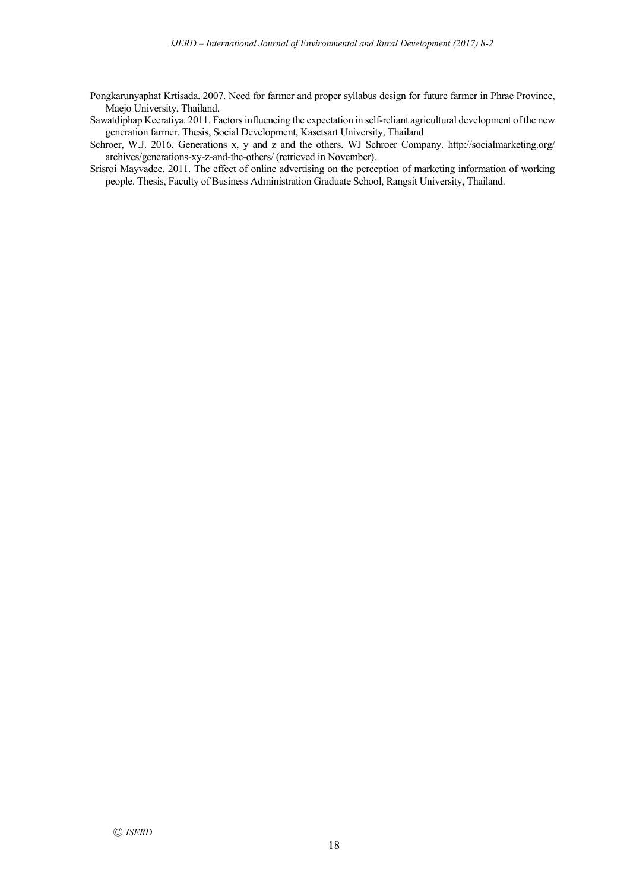Pongkarunyaphat Krtisada. 2007. Need for farmer and proper syllabus design for future farmer in Phrae Province, Maejo University, Thailand.

Sawatdiphap Keeratiya. 2011. Factors influencing the expectation in self-reliant agricultural development of the new generation farmer. Thesis, Social Development, Kasetsart University, Thailand

Schroer, W.J. 2016. Generations x, y and z and the others. WJ Schroer Company. http://socialmarketing.org/archives/generations-xy-z-and-the-others/ (retrieved in November).

Srisroi Mayvadee. 2011. The effect of online advertising on the perception of marketing information of working people. Thesis, Faculty of Business Administration Graduate School, Rangsit University, Thailand.